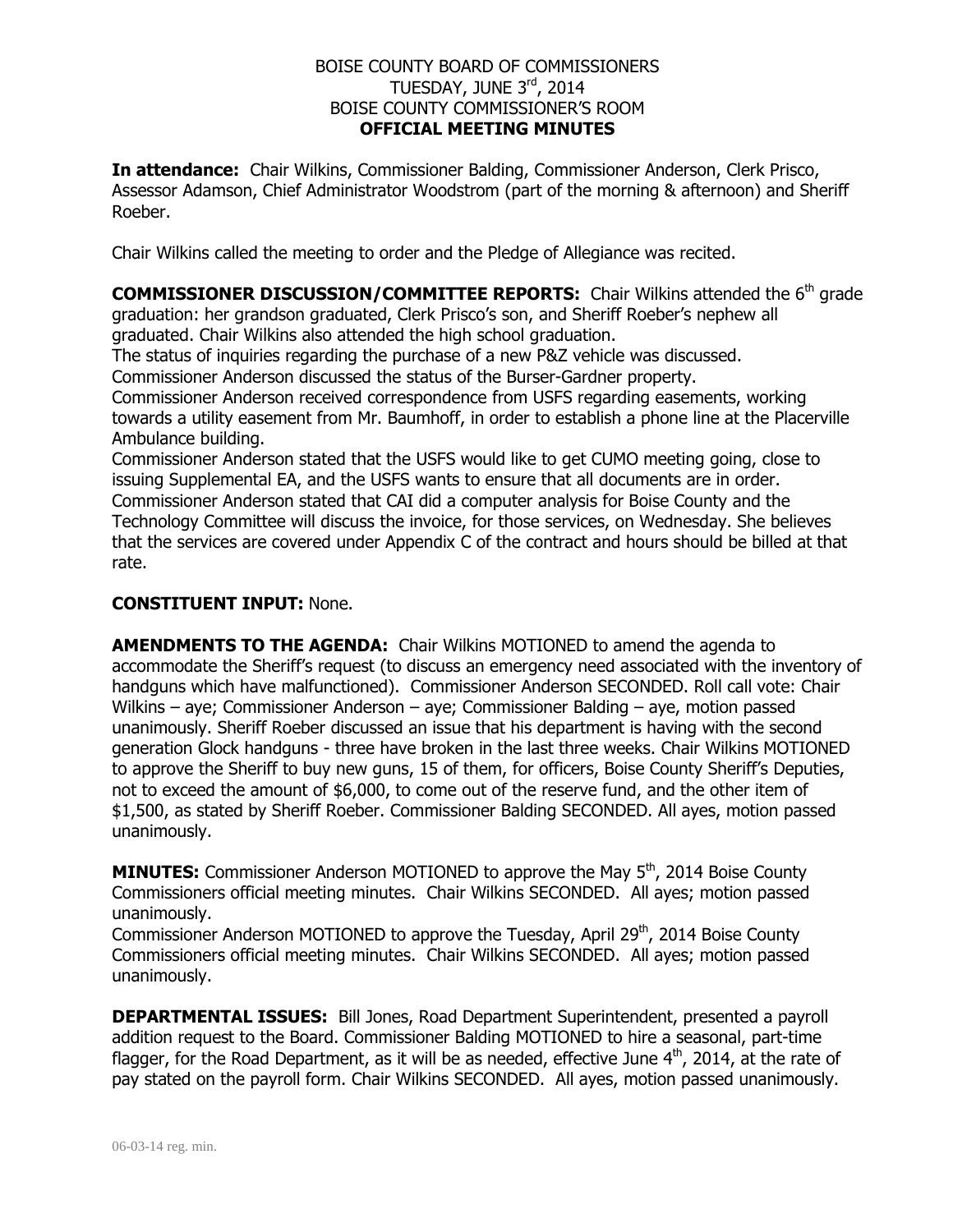BOISE COUNTY BOARD OF COMMISSIONERS
TUESDAY, JUNE 3rd, 2014
BOISE COUNTY COMMISSIONER'S ROOM
**OFFICIAL MEETING MINUTES**

**In attendance:** Chair Wilkins, Commissioner Balding, Commissioner Anderson, Clerk Prisco, Assessor Adamson, Chief Administrator Woodstrom (part of the morning & afternoon) and Sheriff Roeber.

Chair Wilkins called the meeting to order and the Pledge of Allegiance was recited.

**COMMISSIONER DISCUSSION/COMMITTEE REPORTS:** Chair Wilkins attended the 6th grade graduation: her grandson graduated, Clerk Prisco's son, and Sheriff Roeber's nephew all graduated. Chair Wilkins also attended the high school graduation.
The status of inquiries regarding the purchase of a new P&Z vehicle was discussed.
Commissioner Anderson discussed the status of the Burser-Gardner property.
Commissioner Anderson received correspondence from USFS regarding easements, working towards a utility easement from Mr. Baumhoff, in order to establish a phone line at the Placerville Ambulance building.
Commissioner Anderson stated that the USFS would like to get CUMO meeting going, close to issuing Supplemental EA, and the USFS wants to ensure that all documents are in order.
Commissioner Anderson stated that CAI did a computer analysis for Boise County and the Technology Committee will discuss the invoice, for those services, on Wednesday. She believes that the services are covered under Appendix C of the contract and hours should be billed at that rate.

**CONSTITUENT INPUT:** None.

**AMENDMENTS TO THE AGENDA:** Chair Wilkins MOTIONED to amend the agenda to accommodate the Sheriff's request (to discuss an emergency need associated with the inventory of handguns which have malfunctioned). Commissioner Anderson SECONDED. Roll call vote: Chair Wilkins – aye; Commissioner Anderson – aye; Commissioner Balding – aye, motion passed unanimously. Sheriff Roeber discussed an issue that his department is having with the second generation Glock handguns - three have broken in the last three weeks. Chair Wilkins MOTIONED to approve the Sheriff to buy new guns, 15 of them, for officers, Boise County Sheriff's Deputies, not to exceed the amount of $6,000, to come out of the reserve fund, and the other item of $1,500, as stated by Sheriff Roeber. Commissioner Balding SECONDED. All ayes, motion passed unanimously.

**MINUTES:** Commissioner Anderson MOTIONED to approve the May 5th, 2014 Boise County Commissioners official meeting minutes. Chair Wilkins SECONDED. All ayes; motion passed unanimously.
Commissioner Anderson MOTIONED to approve the Tuesday, April 29th, 2014 Boise County Commissioners official meeting minutes. Chair Wilkins SECONDED. All ayes; motion passed unanimously.

**DEPARTMENTAL ISSUES:** Bill Jones, Road Department Superintendent, presented a payroll addition request to the Board. Commissioner Balding MOTIONED to hire a seasonal, part-time flagger, for the Road Department, as it will be as needed, effective June 4th, 2014, at the rate of pay stated on the payroll form. Chair Wilkins SECONDED. All ayes, motion passed unanimously.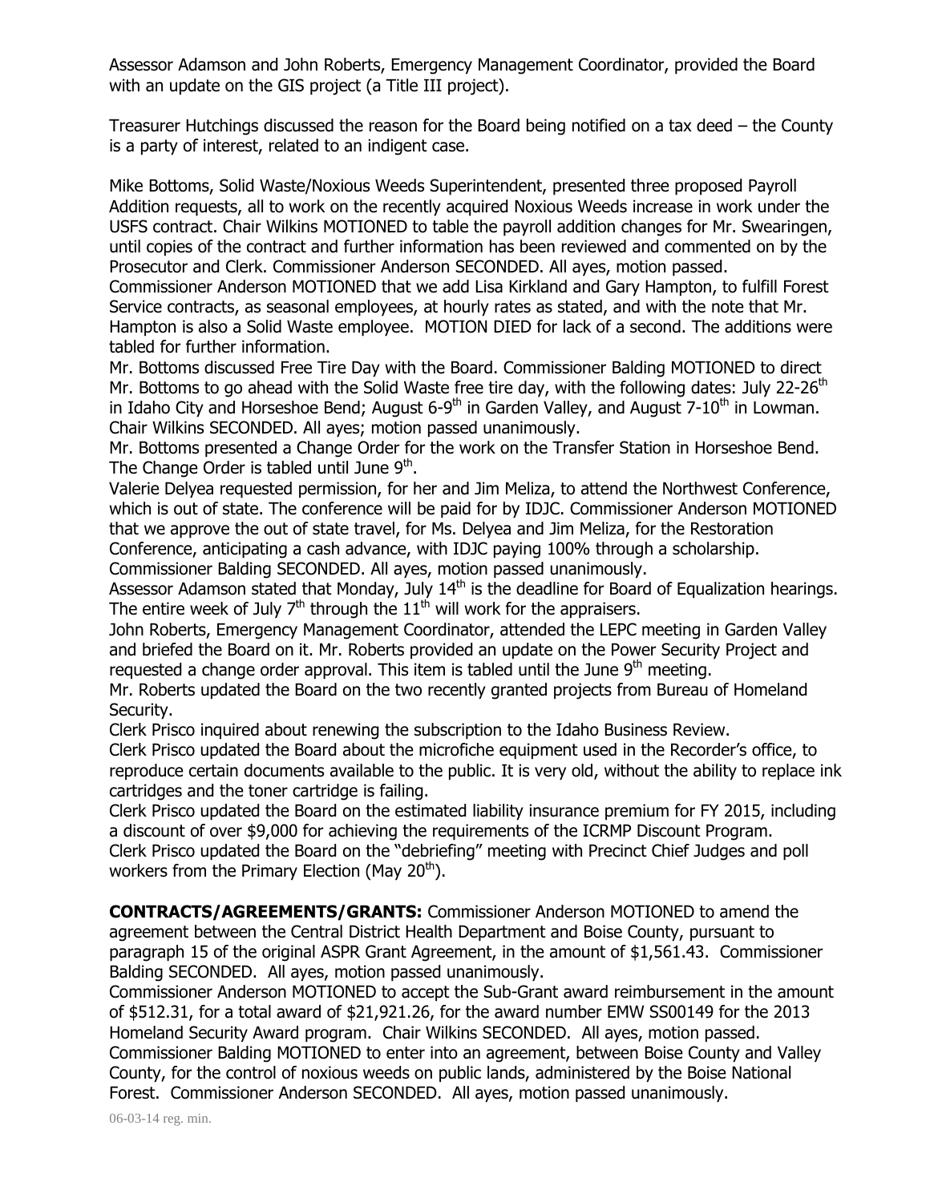Assessor Adamson and John Roberts, Emergency Management Coordinator, provided the Board with an update on the GIS project (a Title III project).

Treasurer Hutchings discussed the reason for the Board being notified on a tax deed – the County is a party of interest, related to an indigent case.

Mike Bottoms, Solid Waste/Noxious Weeds Superintendent, presented three proposed Payroll Addition requests, all to work on the recently acquired Noxious Weeds increase in work under the USFS contract. Chair Wilkins MOTIONED to table the payroll addition changes for Mr. Swearingen, until copies of the contract and further information has been reviewed and commented on by the Prosecutor and Clerk. Commissioner Anderson SECONDED. All ayes, motion passed.
Commissioner Anderson MOTIONED that we add Lisa Kirkland and Gary Hampton, to fulfill Forest Service contracts, as seasonal employees, at hourly rates as stated, and with the note that Mr. Hampton is also a Solid Waste employee. MOTION DIED for lack of a second. The additions were tabled for further information.
Mr. Bottoms discussed Free Tire Day with the Board. Commissioner Balding MOTIONED to direct Mr. Bottoms to go ahead with the Solid Waste free tire day, with the following dates: July 22-26th in Idaho City and Horseshoe Bend; August 6-9th in Garden Valley, and August 7-10th in Lowman. Chair Wilkins SECONDED. All ayes; motion passed unanimously.
Mr. Bottoms presented a Change Order for the work on the Transfer Station in Horseshoe Bend. The Change Order is tabled until June 9th.
Valerie Delyea requested permission, for her and Jim Meliza, to attend the Northwest Conference, which is out of state. The conference will be paid for by IDJC. Commissioner Anderson MOTIONED that we approve the out of state travel, for Ms. Delyea and Jim Meliza, for the Restoration Conference, anticipating a cash advance, with IDJC paying 100% through a scholarship. Commissioner Balding SECONDED. All ayes, motion passed unanimously.
Assessor Adamson stated that Monday, July 14th is the deadline for Board of Equalization hearings. The entire week of July 7th through the 11th will work for the appraisers.
John Roberts, Emergency Management Coordinator, attended the LEPC meeting in Garden Valley and briefed the Board on it. Mr. Roberts provided an update on the Power Security Project and requested a change order approval. This item is tabled until the June 9th meeting.
Mr. Roberts updated the Board on the two recently granted projects from Bureau of Homeland Security.
Clerk Prisco inquired about renewing the subscription to the Idaho Business Review.
Clerk Prisco updated the Board about the microfiche equipment used in the Recorder's office, to reproduce certain documents available to the public. It is very old, without the ability to replace ink cartridges and the toner cartridge is failing.
Clerk Prisco updated the Board on the estimated liability insurance premium for FY 2015, including a discount of over $9,000 for achieving the requirements of the ICRMP Discount Program.
Clerk Prisco updated the Board on the "debriefing" meeting with Precinct Chief Judges and poll workers from the Primary Election (May 20th).

**CONTRACTS/AGREEMENTS/GRANTS:** Commissioner Anderson MOTIONED to amend the agreement between the Central District Health Department and Boise County, pursuant to paragraph 15 of the original ASPR Grant Agreement, in the amount of $1,561.43. Commissioner Balding SECONDED. All ayes, motion passed unanimously.
Commissioner Anderson MOTIONED to accept the Sub-Grant award reimbursement in the amount of $512.31, for a total award of $21,921.26, for the award number EMW SS00149 for the 2013 Homeland Security Award program. Chair Wilkins SECONDED. All ayes, motion passed.
Commissioner Balding MOTIONED to enter into an agreement, between Boise County and Valley County, for the control of noxious weeds on public lands, administered by the Boise National Forest. Commissioner Anderson SECONDED. All ayes, motion passed unanimously.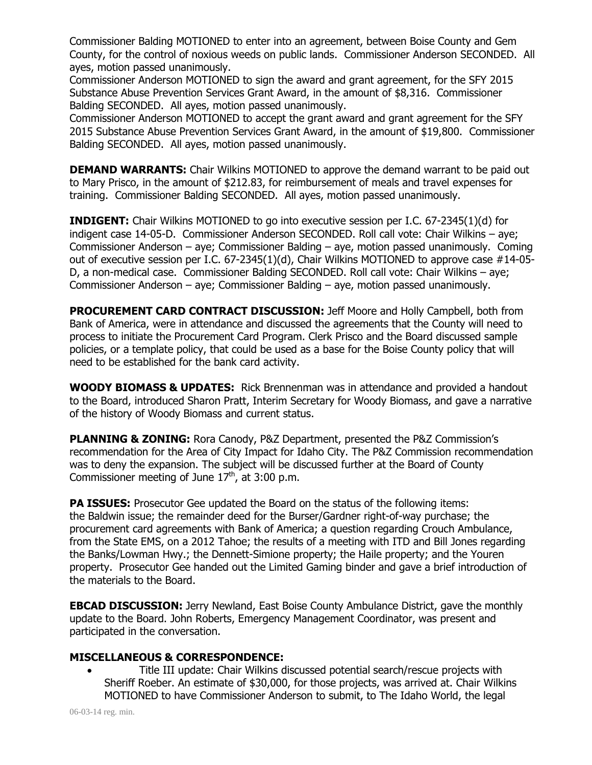Commissioner Balding MOTIONED to enter into an agreement, between Boise County and Gem County, for the control of noxious weeds on public lands. Commissioner Anderson SECONDED. All ayes, motion passed unanimously.
Commissioner Anderson MOTIONED to sign the award and grant agreement, for the SFY 2015 Substance Abuse Prevention Services Grant Award, in the amount of $8,316. Commissioner Balding SECONDED. All ayes, motion passed unanimously.
Commissioner Anderson MOTIONED to accept the grant award and grant agreement for the SFY 2015 Substance Abuse Prevention Services Grant Award, in the amount of $19,800. Commissioner Balding SECONDED. All ayes, motion passed unanimously.

**DEMAND WARRANTS:** Chair Wilkins MOTIONED to approve the demand warrant to be paid out to Mary Prisco, in the amount of $212.83, for reimbursement of meals and travel expenses for training. Commissioner Balding SECONDED. All ayes, motion passed unanimously.

**INDIGENT:** Chair Wilkins MOTIONED to go into executive session per I.C. 67-2345(1)(d) for indigent case 14-05-D. Commissioner Anderson SECONDED. Roll call vote: Chair Wilkins – aye; Commissioner Anderson – aye; Commissioner Balding – aye, motion passed unanimously. Coming out of executive session per I.C. 67-2345(1)(d), Chair Wilkins MOTIONED to approve case #14-05-D, a non-medical case. Commissioner Balding SECONDED. Roll call vote: Chair Wilkins – aye; Commissioner Anderson – aye; Commissioner Balding – aye, motion passed unanimously.

**PROCUREMENT CARD CONTRACT DISCUSSION:** Jeff Moore and Holly Campbell, both from Bank of America, were in attendance and discussed the agreements that the County will need to process to initiate the Procurement Card Program. Clerk Prisco and the Board discussed sample policies, or a template policy, that could be used as a base for the Boise County policy that will need to be established for the bank card activity.

**WOODY BIOMASS & UPDATES:** Rick Brennenman was in attendance and provided a handout to the Board, introduced Sharon Pratt, Interim Secretary for Woody Biomass, and gave a narrative of the history of Woody Biomass and current status.

**PLANNING & ZONING:** Rora Canody, P&Z Department, presented the P&Z Commission's recommendation for the Area of City Impact for Idaho City. The P&Z Commission recommendation was to deny the expansion. The subject will be discussed further at the Board of County Commissioner meeting of June 17th, at 3:00 p.m.

**PA ISSUES:** Prosecutor Gee updated the Board on the status of the following items: the Baldwin issue; the remainder deed for the Burser/Gardner right-of-way purchase; the procurement card agreements with Bank of America; a question regarding Crouch Ambulance, from the State EMS, on a 2012 Tahoe; the results of a meeting with ITD and Bill Jones regarding the Banks/Lowman Hwy.; the Dennett-Simione property; the Haile property; and the Youren property. Prosecutor Gee handed out the Limited Gaming binder and gave a brief introduction of the materials to the Board.

**EBCAD DISCUSSION:** Jerry Newland, East Boise County Ambulance District, gave the monthly update to the Board. John Roberts, Emergency Management Coordinator, was present and participated in the conversation.

**MISCELLANEOUS & CORRESPONDENCE:**

- Title III update: Chair Wilkins discussed potential search/rescue projects with Sheriff Roeber. An estimate of $30,000, for those projects, was arrived at. Chair Wilkins MOTIONED to have Commissioner Anderson to submit, to The Idaho World, the legal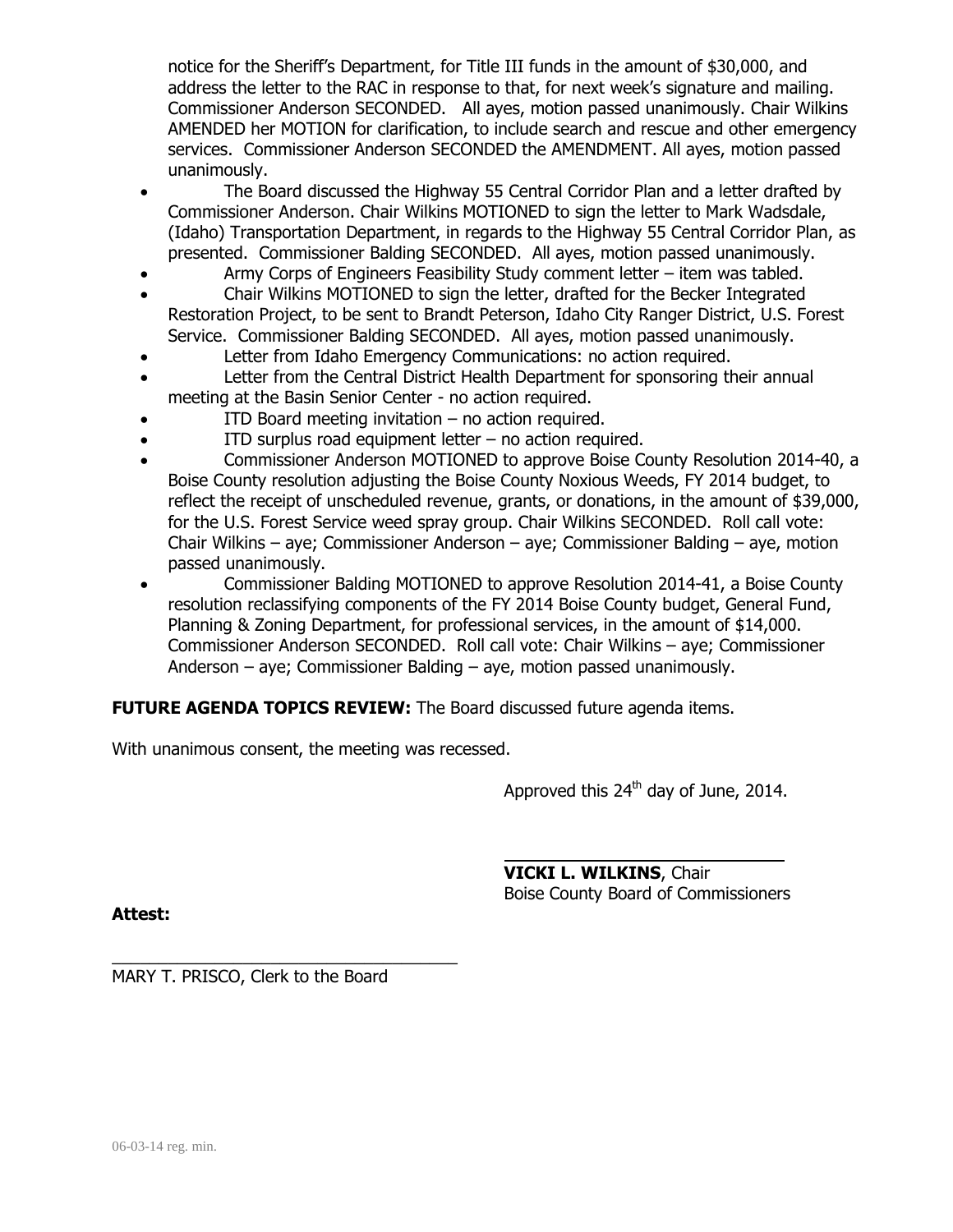notice for the Sheriff's Department, for Title III funds in the amount of $30,000, and address the letter to the RAC in response to that, for next week's signature and mailing. Commissioner Anderson SECONDED. All ayes, motion passed unanimously. Chair Wilkins AMENDED her MOTION for clarification, to include search and rescue and other emergency services. Commissioner Anderson SECONDED the AMENDMENT. All ayes, motion passed unanimously.

- The Board discussed the Highway 55 Central Corridor Plan and a letter drafted by Commissioner Anderson. Chair Wilkins MOTIONED to sign the letter to Mark Wadsdale, (Idaho) Transportation Department, in regards to the Highway 55 Central Corridor Plan, as presented. Commissioner Balding SECONDED. All ayes, motion passed unanimously.
- Army Corps of Engineers Feasibility Study comment letter – item was tabled.
- Chair Wilkins MOTIONED to sign the letter, drafted for the Becker Integrated Restoration Project, to be sent to Brandt Peterson, Idaho City Ranger District, U.S. Forest Service. Commissioner Balding SECONDED. All ayes, motion passed unanimously.
- Letter from Idaho Emergency Communications: no action required.
- Letter from the Central District Health Department for sponsoring their annual meeting at the Basin Senior Center - no action required.
- ITD Board meeting invitation – no action required.
- ITD surplus road equipment letter – no action required.
- Commissioner Anderson MOTIONED to approve Boise County Resolution 2014-40, a Boise County resolution adjusting the Boise County Noxious Weeds, FY 2014 budget, to reflect the receipt of unscheduled revenue, grants, or donations, in the amount of $39,000, for the U.S. Forest Service weed spray group. Chair Wilkins SECONDED. Roll call vote: Chair Wilkins – aye; Commissioner Anderson – aye; Commissioner Balding – aye, motion passed unanimously.
- Commissioner Balding MOTIONED to approve Resolution 2014-41, a Boise County resolution reclassifying components of the FY 2014 Boise County budget, General Fund, Planning & Zoning Department, for professional services, in the amount of $14,000. Commissioner Anderson SECONDED. Roll call vote: Chair Wilkins – aye; Commissioner Anderson – aye; Commissioner Balding – aye, motion passed unanimously.

**FUTURE AGENDA TOPICS REVIEW:** The Board discussed future agenda items.

With unanimous consent, the meeting was recessed.

Approved this 24th day of June, 2014.

**VICKI L. WILKINS**, Chair
Boise County Board of Commissioners

**Attest:**

MARY T. PRISCO, Clerk to the Board

06-03-14 reg. min.